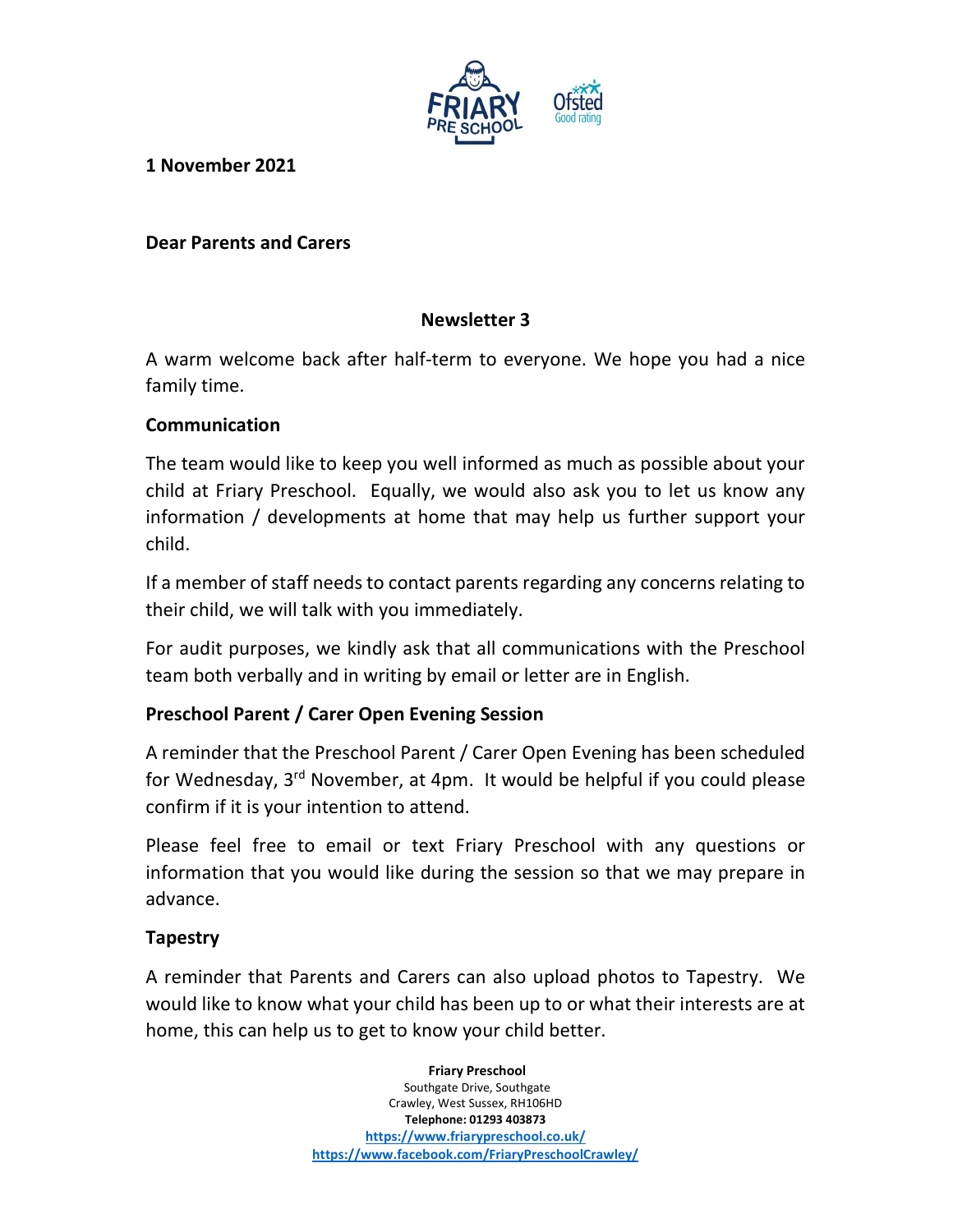**1 November 2021**

**Dear Parents and Carers**

## Newsletter 3

A warm welcome back after half-term to everyone. We hope you had a nice family time.

### Communication

The team would like to keep you well informed as much as possible about your child at Friary Preschool. Equally, we would also ask you to let us know any information / developments at home that may help us further support your child.

If a member of staff needs to contact parents regarding any concerns relating to their child, we will talk with you immediately.

For audit purposes, we kindly ask that all communications with the Preschool team both verbally and in writing by email or letter are in English.

### Preschool Parent / Carer Open Evening Session

A reminder that the Preschool Parent / Carer Open Evening has been scheduled for Wednesday, 3rd November, at 4pm. It would be helpful if you could please confirm if it is your intention to attend.

Please feel free to email or text Friary Preschool with any questions or information that you would like during the session so that we may prepare in advance.

### Tapestry

A reminder that Parents and Carers can also upload photos to Tapestry. We would like to know what your child has been up to or what their interests are at home, this can help us to get to know your child better.

**Friary Preschool**
Southgate Drive, Southgate
Crawley, West Sussex, RH106HD
**Telephone: 01293 403873**
https://www.friarypreschool.co.uk/
https://www.facebook.com/FriaryPreschoolCrawley/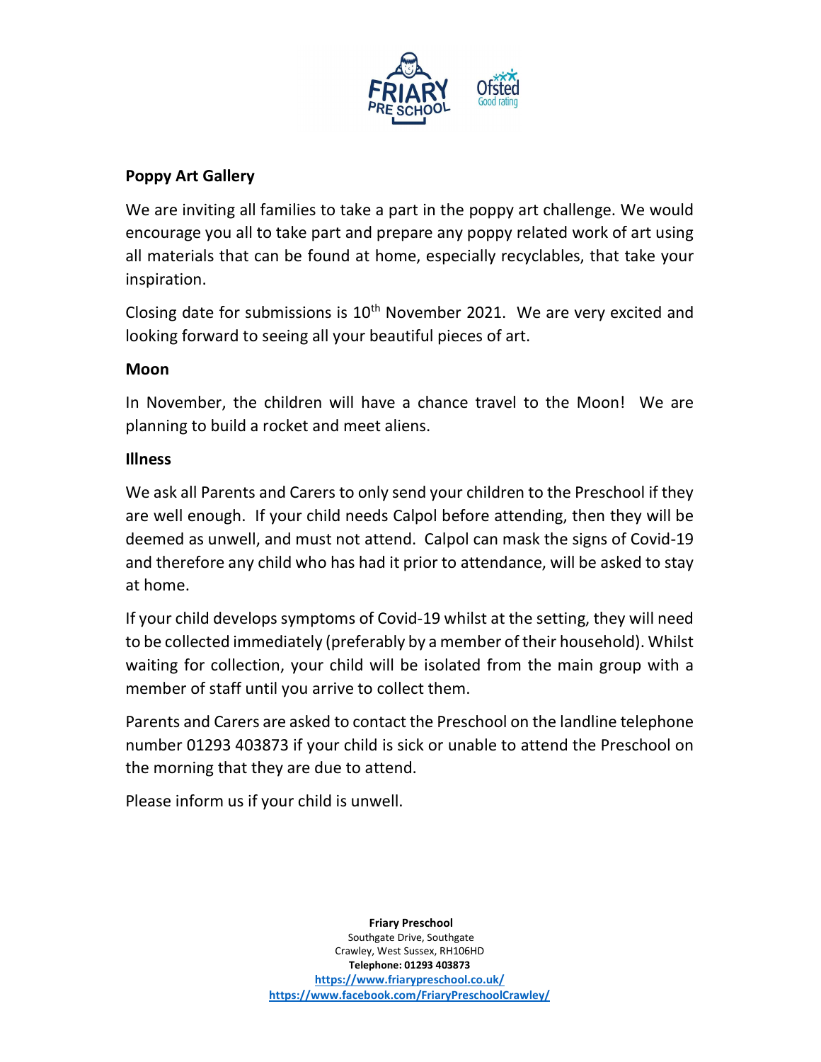**Poppy Art Gallery**

We are inviting all families to take a part in the poppy art challenge. We would encourage you all to take part and prepare any poppy related work of art using all materials that can be found at home, especially recyclables, that take your inspiration.

Closing date for submissions is 10th November 2021. We are very excited and looking forward to seeing all your beautiful pieces of art.

**Moon**

In November, the children will have a chance travel to the Moon! We are planning to build a rocket and meet aliens.

**Illness**

We ask all Parents and Carers to only send your children to the Preschool if they are well enough. If your child needs Calpol before attending, then they will be deemed as unwell, and must not attend. Calpol can mask the signs of Covid-19 and therefore any child who has had it prior to attendance, will be asked to stay at home.

If your child develops symptoms of Covid-19 whilst at the setting, they will need to be collected immediately (preferably by a member of their household). Whilst waiting for collection, your child will be isolated from the main group with a member of staff until you arrive to collect them.

Parents and Carers are asked to contact the Preschool on the landline telephone number 01293 403873 if your child is sick or unable to attend the Preschool on the morning that they are due to attend.

Please inform us if your child is unwell.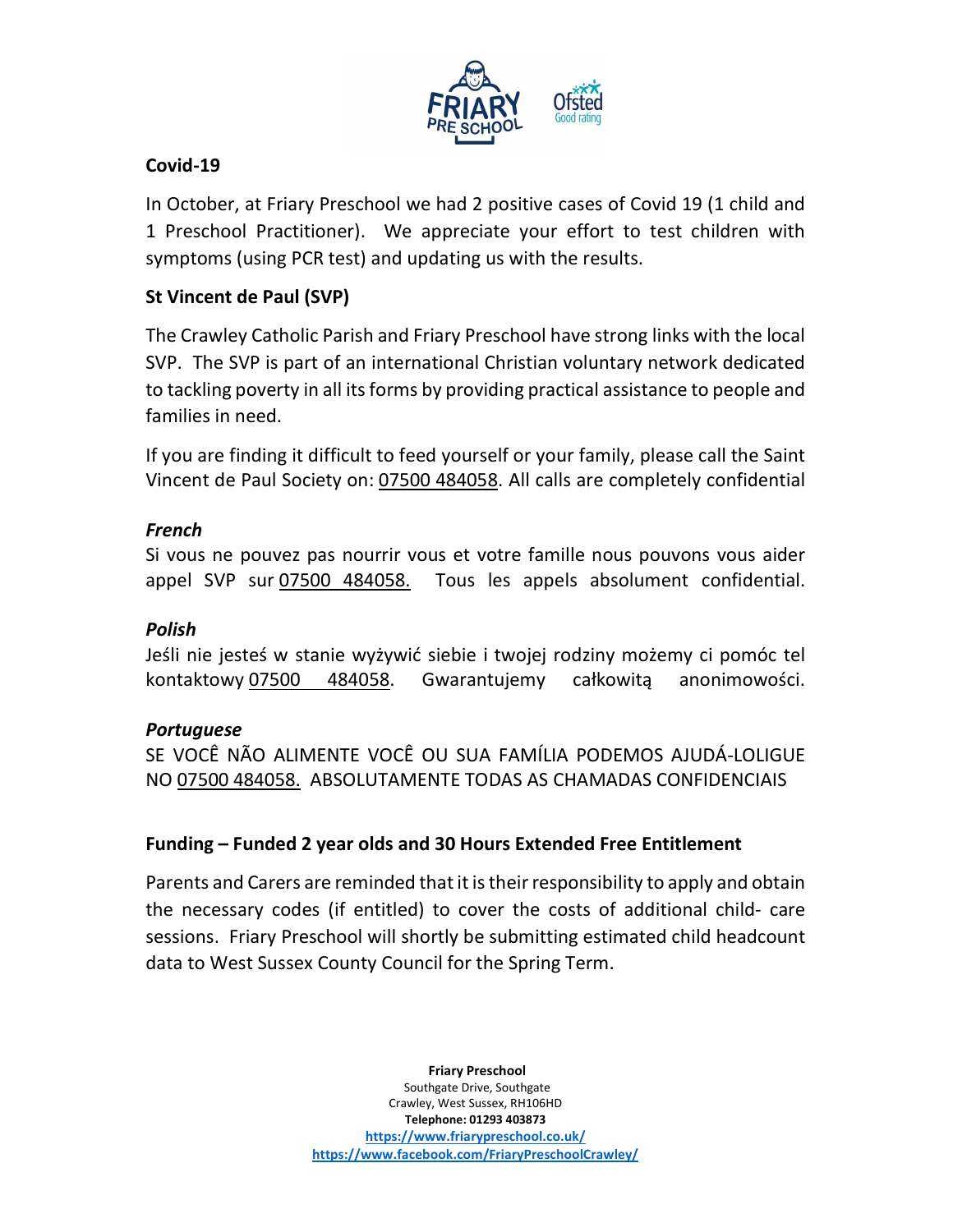## Covid-19

In October, at Friary Preschool we had 2 positive cases of Covid 19 (1 child and 1 Preschool Practitioner). We appreciate your effort to test children with symptoms (using PCR test) and updating us with the results.

## St Vincent de Paul (SVP)

The Crawley Catholic Parish and Friary Preschool have strong links with the local SVP. The SVP is part of an international Christian voluntary network dedicated to tackling poverty in all its forms by providing practical assistance to people and families in need.

If you are finding it difficult to feed yourself or your family, please call the Saint Vincent de Paul Society on: 07500 484058. All calls are completely confidential

### *French*

Si vous ne pouvez pas nourrir vous et votre famille nous pouvons vous aider appel SVP sur 07500 484058. Tous les appels absolument confidential.

### *Polish*

Jeśli nie jesteś w stanie wyżywić siebie i twojej rodziny możemy ci pomóc tel kontaktowy 07500 484058. Gwarantujemy całkowitą anonimowości.

### *Portuguese*

SE VOCÊ NÃO ALIMENTE VOCÊ OU SUA FAMÍLIA PODEMOS AJUDÁ-LOLIGUE NO 07500 484058. ABSOLUTAMENTE TODAS AS CHAMADAS CONFIDENCIAIS

## Funding – Funded 2 year olds and 30 Hours Extended Free Entitlement

Parents and Carers are reminded that it is their responsibility to apply and obtain the necessary codes (if entitled) to cover the costs of additional child- care sessions. Friary Preschool will shortly be submitting estimated child headcount data to West Sussex County Council for the Spring Term.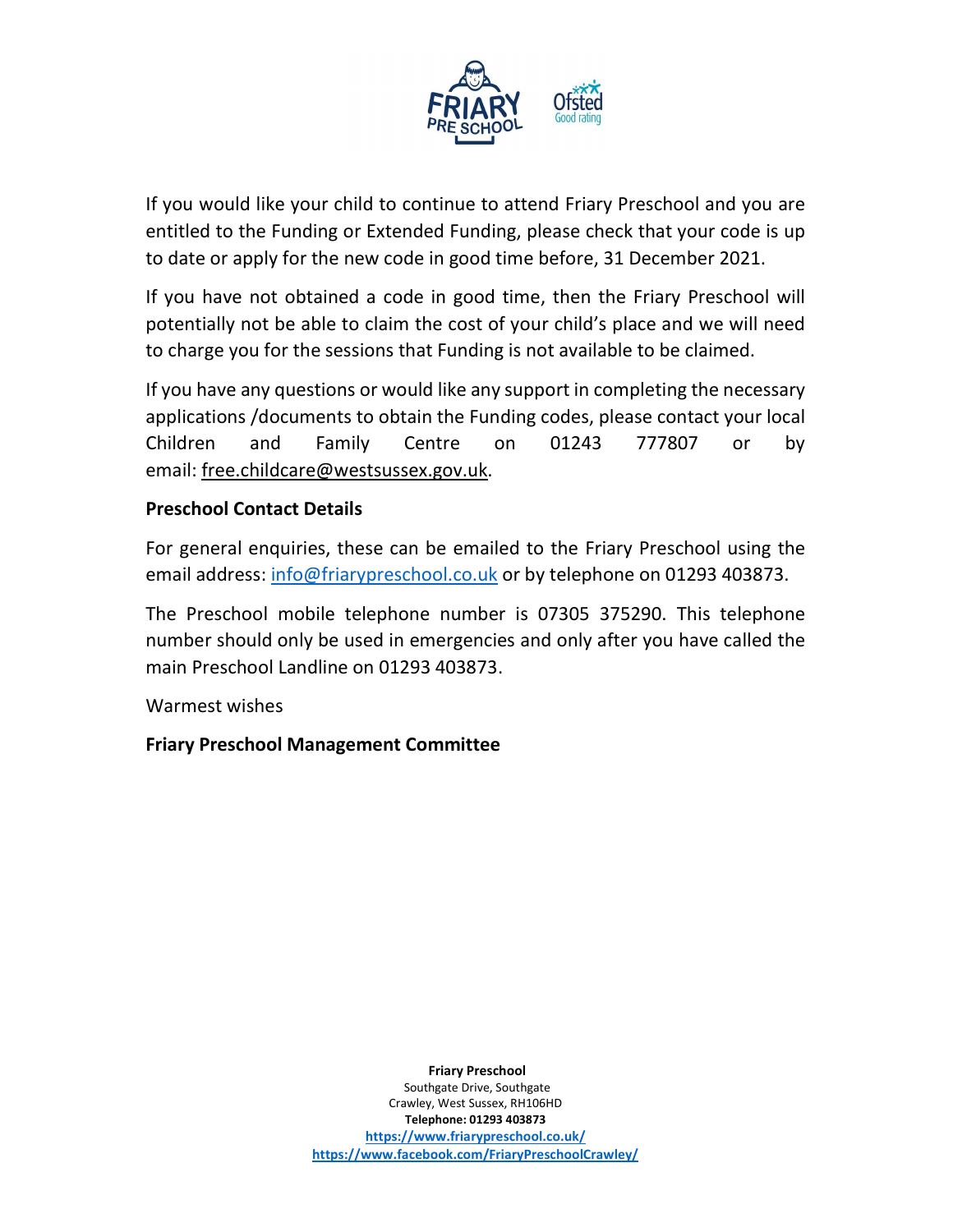If you would like your child to continue to attend Friary Preschool and you are entitled to the Funding or Extended Funding, please check that your code is up to date or apply for the new code in good time before, 31 December 2021.

If you have not obtained a code in good time, then the Friary Preschool will potentially not be able to claim the cost of your child's place and we will need to charge you for the sessions that Funding is not available to be claimed.

If you have any questions or would like any support in completing the necessary applications /documents to obtain the Funding codes, please contact your local Children and Family Centre on 01243 777807 or by email: free.childcare@westsussex.gov.uk.

**Preschool Contact Details**

For general enquiries, these can be emailed to the Friary Preschool using the email address: info@friarypreschool.co.uk or by telephone on 01293 403873.

The Preschool mobile telephone number is 07305 375290. This telephone number should only be used in emergencies and only after you have called the main Preschool Landline on 01293 403873.

Warmest wishes

**Friary Preschool Management Committee**

**Friary Preschool**
Southgate Drive, Southgate
Crawley, West Sussex, RH106HD
**Telephone: 01293 403873**
**https://www.friarypreschool.co.uk/**
**https://www.facebook.com/FriaryPreschoolCrawley/**